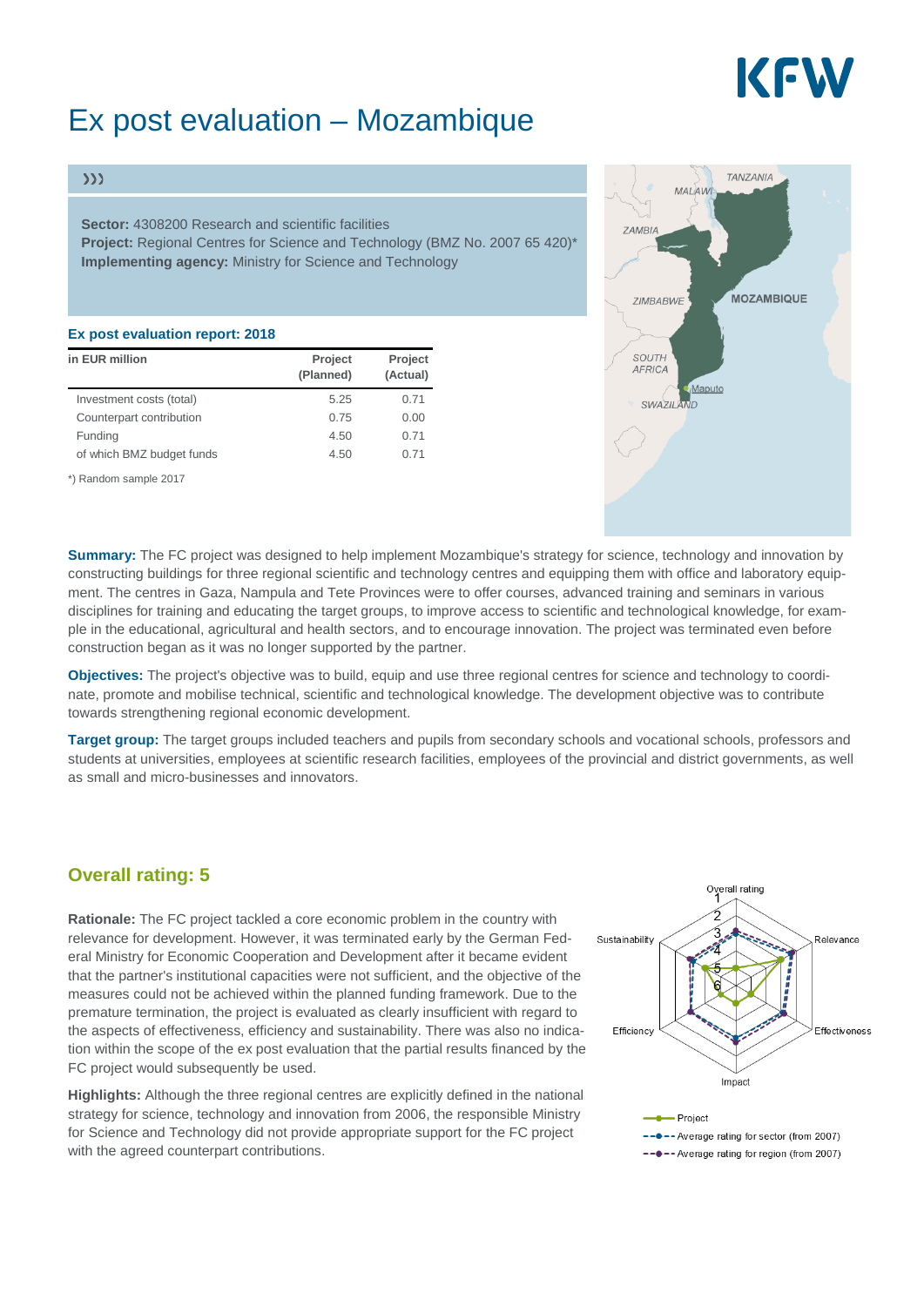# Ex post evaluation – Mozambique

**Sector:** 4308200 Research and scientific facilities
**Project:** Regional Centres for Science and Technology (BMZ No. 2007 65 420)*
**Implementing agency:** Ministry for Science and Technology

### Ex post evaluation report: 2018

| in EUR million | Project (Planned) | Project (Actual) |
|---|---|---|
| Investment costs (total) | 5.25 | 0.71 |
| Counterpart contribution | 0.75 | 0.00 |
| Funding | 4.50 | 0.71 |
| of which BMZ budget funds | 4.50 | 0.71 |

*) Random sample 2017

**Summary:** The FC project was designed to help implement Mozambique's strategy for science, technology and innovation by constructing buildings for three regional scientific and technology centres and equipping them with office and laboratory equipment. The centres in Gaza, Nampula and Tete Provinces were to offer courses, advanced training and seminars in various disciplines for training and educating the target groups, to improve access to scientific and technological knowledge, for example in the educational, agricultural and health sectors, and to encourage innovation. The project was terminated even before construction began as it was no longer supported by the partner.

**Objectives:** The project's objective was to build, equip and use three regional centres for science and technology to coordinate, promote and mobilise technical, scientific and technological knowledge. The development objective was to contribute towards strengthening regional economic development.

**Target group:** The target groups included teachers and pupils from secondary schools and vocational schools, professors and students at universities, employees at scientific research facilities, employees of the provincial and district governments, as well as small and micro-businesses and innovators.

## Overall rating: 5

**Rationale:** The FC project tackled a core economic problem in the country with relevance for development. However, it was terminated early by the German Federal Ministry for Economic Cooperation and Development after it became evident that the partner's institutional capacities were not sufficient, and the objective of the measures could not be achieved within the planned funding framework. Due to the premature termination, the project is evaluated as clearly insufficient with regard to the aspects of effectiveness, efficiency and sustainability. There was also no indication within the scope of the ex post evaluation that the partial results financed by the FC project would subsequently be used.

**Highlights:** Although the three regional centres are explicitly defined in the national strategy for science, technology and innovation from 2006, the responsible Ministry for Science and Technology did not provide appropriate support for the FC project with the agreed counterpart contributions.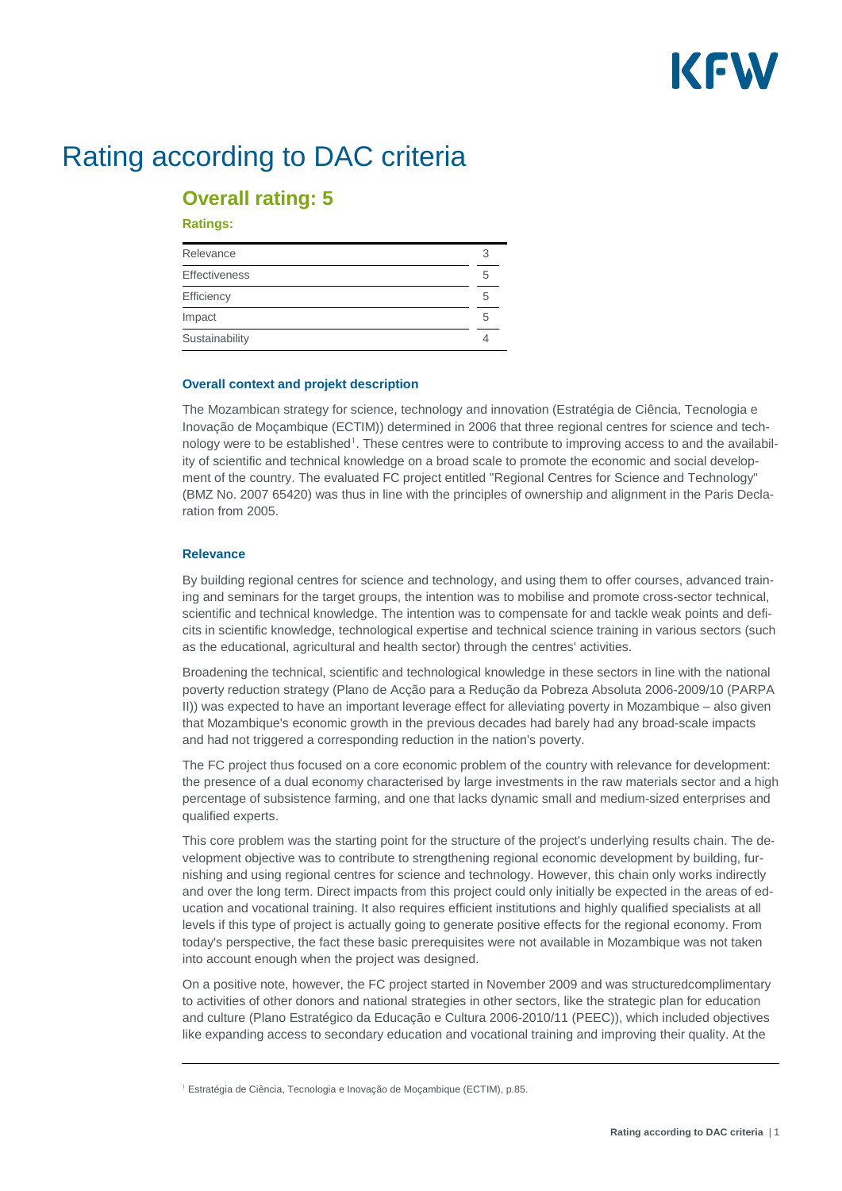# Rating according to DAC criteria

## Overall rating: 5

**Ratings:**

| | |
|---|---|
| Relevance | 3 |
| Effectiveness | 5 |
| Efficiency | 5 |
| Impact | 5 |
| Sustainability | 4 |

### Overall context and projekt description

The Mozambican strategy for science, technology and innovation (Estratégia de Ciência, Tecnologia e Inovação de Moçambique (ECTIM)) determined in 2006 that three regional centres for science and technology were to be established[1]. These centres were to contribute to improving access to and the availability of scientific and technical knowledge on a broad scale to promote the economic and social development of the country. The evaluated FC project entitled "Regional Centres for Science and Technology" (BMZ No. 2007 65420) was thus in line with the principles of ownership and alignment in the Paris Declaration from 2005.

### Relevance

By building regional centres for science and technology, and using them to offer courses, advanced training and seminars for the target groups, the intention was to mobilise and promote cross-sector technical, scientific and technical knowledge. The intention was to compensate for and tackle weak points and deficits in scientific knowledge, technological expertise and technical science training in various sectors (such as the educational, agricultural and health sector) through the centres' activities.

Broadening the technical, scientific and technological knowledge in these sectors in line with the national poverty reduction strategy (Plano de Acção para a Redução da Pobreza Absoluta 2006-2009/10 (PARPA II)) was expected to have an important leverage effect for alleviating poverty in Mozambique – also given that Mozambique's economic growth in the previous decades had barely had any broad-scale impacts and had not triggered a corresponding reduction in the nation's poverty.

The FC project thus focused on a core economic problem of the country with relevance for development: the presence of a dual economy characterised by large investments in the raw materials sector and a high percentage of subsistence farming, and one that lacks dynamic small and medium-sized enterprises and qualified experts.

This core problem was the starting point for the structure of the project's underlying results chain. The development objective was to contribute to strengthening regional economic development by building, furnishing and using regional centres for science and technology. However, this chain only works indirectly and over the long term. Direct impacts from this project could only initially be expected in the areas of education and vocational training. It also requires efficient institutions and highly qualified specialists at all levels if this type of project is actually going to generate positive effects for the regional economy. From today's perspective, the fact these basic prerequisites were not available in Mozambique was not taken into account enough when the project was designed.

On a positive note, however, the FC project started in November 2009 and was structuredcomplimentary to activities of other donors and national strategies in other sectors, like the strategic plan for education and culture (Plano Estratégico da Educação e Cultura 2006-2010/11 (PEEC)), which included objectives like expanding access to secondary education and vocational training and improving their quality. At the

---

[1] Estratégia de Ciência, Tecnologia e Inovação de Moçambique (ECTIM), p.85.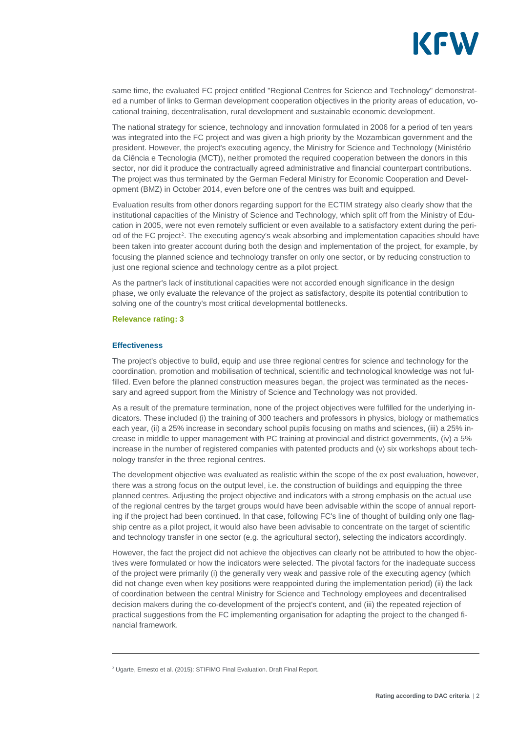same time, the evaluated FC project entitled "Regional Centres for Science and Technology" demonstrated a number of links to German development cooperation objectives in the priority areas of education, vocational training, decentralisation, rural development and sustainable economic development.

The national strategy for science, technology and innovation formulated in 2006 for a period of ten years was integrated into the FC project and was given a high priority by the Mozambican government and the president. However, the project's executing agency, the Ministry for Science and Technology (Ministério da Ciência e Tecnologia (MCT)), neither promoted the required cooperation between the donors in this sector, nor did it produce the contractually agreed administrative and financial counterpart contributions. The project was thus terminated by the German Federal Ministry for Economic Cooperation and Development (BMZ) in October 2014, even before one of the centres was built and equipped.

Evaluation results from other donors regarding support for the ECTIM strategy also clearly show that the institutional capacities of the Ministry of Science and Technology, which split off from the Ministry of Education in 2005, were not even remotely sufficient or even available to a satisfactory extent during the period of the FC project[2]. The executing agency's weak absorbing and implementation capacities should have been taken into greater account during both the design and implementation of the project, for example, by focusing the planned science and technology transfer on only one sector, or by reducing construction to just one regional science and technology centre as a pilot project.

As the partner's lack of institutional capacities were not accorded enough significance in the design phase, we only evaluate the relevance of the project as satisfactory, despite its potential contribution to solving one of the country's most critical developmental bottlenecks.

**Relevance rating: 3**

### Effectiveness

The project's objective to build, equip and use three regional centres for science and technology for the coordination, promotion and mobilisation of technical, scientific and technological knowledge was not fulfilled. Even before the planned construction measures began, the project was terminated as the necessary and agreed support from the Ministry of Science and Technology was not provided.

As a result of the premature termination, none of the project objectives were fulfilled for the underlying indicators. These included (i) the training of 300 teachers and professors in physics, biology or mathematics each year, (ii) a 25% increase in secondary school pupils focusing on maths and sciences, (iii) a 25% increase in middle to upper management with PC training at provincial and district governments, (iv) a 5% increase in the number of registered companies with patented products and (v) six workshops about technology transfer in the three regional centres.

The development objective was evaluated as realistic within the scope of the ex post evaluation, however, there was a strong focus on the output level, i.e. the construction of buildings and equipping the three planned centres. Adjusting the project objective and indicators with a strong emphasis on the actual use of the regional centres by the target groups would have been advisable within the scope of annual reporting if the project had been continued. In that case, following FC's line of thought of building only one flagship centre as a pilot project, it would also have been advisable to concentrate on the target of scientific and technology transfer in one sector (e.g. the agricultural sector), selecting the indicators accordingly.

However, the fact the project did not achieve the objectives can clearly not be attributed to how the objectives were formulated or how the indicators were selected. The pivotal factors for the inadequate success of the project were primarily (i) the generally very weak and passive role of the executing agency (which did not change even when key positions were reappointed during the implementation period) (ii) the lack of coordination between the central Ministry for Science and Technology employees and decentralised decision makers during the co-development of the project's content, and (iii) the repeated rejection of practical suggestions from the FC implementing organisation for adapting the project to the changed financial framework.

---

[2] Ugarte, Ernesto et al. (2015): STIFIMO Final Evaluation. Draft Final Report.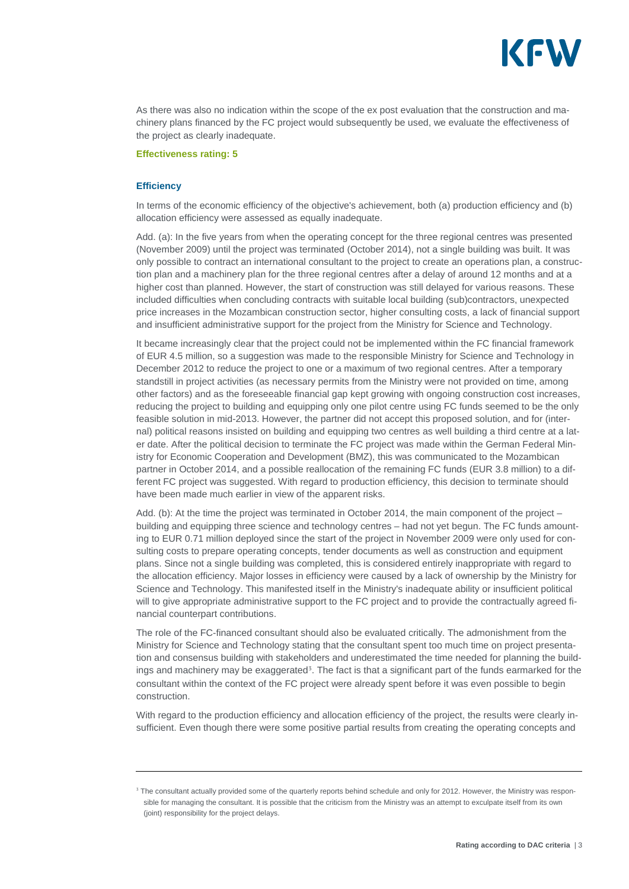As there was also no indication within the scope of the ex post evaluation that the construction and machinery plans financed by the FC project would subsequently be used, we evaluate the effectiveness of the project as clearly inadequate.

**Effectiveness rating: 5**

### Efficiency

In terms of the economic efficiency of the objective's achievement, both (a) production efficiency and (b) allocation efficiency were assessed as equally inadequate.

Add. (a): In the five years from when the operating concept for the three regional centres was presented (November 2009) until the project was terminated (October 2014), not a single building was built. It was only possible to contract an international consultant to the project to create an operations plan, a construction plan and a machinery plan for the three regional centres after a delay of around 12 months and at a higher cost than planned. However, the start of construction was still delayed for various reasons. These included difficulties when concluding contracts with suitable local building (sub)contractors, unexpected price increases in the Mozambican construction sector, higher consulting costs, a lack of financial support and insufficient administrative support for the project from the Ministry for Science and Technology.

It became increasingly clear that the project could not be implemented within the FC financial framework of EUR 4.5 million, so a suggestion was made to the responsible Ministry for Science and Technology in December 2012 to reduce the project to one or a maximum of two regional centres. After a temporary standstill in project activities (as necessary permits from the Ministry were not provided on time, among other factors) and as the foreseeable financial gap kept growing with ongoing construction cost increases, reducing the project to building and equipping only one pilot centre using FC funds seemed to be the only feasible solution in mid-2013. However, the partner did not accept this proposed solution, and for (internal) political reasons insisted on building and equipping two centres as well building a third centre at a later date. After the political decision to terminate the FC project was made within the German Federal Ministry for Economic Cooperation and Development (BMZ), this was communicated to the Mozambican partner in October 2014, and a possible reallocation of the remaining FC funds (EUR 3.8 million) to a different FC project was suggested. With regard to production efficiency, this decision to terminate should have been made much earlier in view of the apparent risks.

Add. (b): At the time the project was terminated in October 2014, the main component of the project – building and equipping three science and technology centres – had not yet begun. The FC funds amounting to EUR 0.71 million deployed since the start of the project in November 2009 were only used for consulting costs to prepare operating concepts, tender documents as well as construction and equipment plans. Since not a single building was completed, this is considered entirely inappropriate with regard to the allocation efficiency. Major losses in efficiency were caused by a lack of ownership by the Ministry for Science and Technology. This manifested itself in the Ministry's inadequate ability or insufficient political will to give appropriate administrative support to the FC project and to provide the contractually agreed financial counterpart contributions.

The role of the FC-financed consultant should also be evaluated critically. The admonishment from the Ministry for Science and Technology stating that the consultant spent too much time on project presentation and consensus building with stakeholders and underestimated the time needed for planning the buildings and machinery may be exaggerated[3]. The fact is that a significant part of the funds earmarked for the consultant within the context of the FC project were already spent before it was even possible to begin construction.

With regard to the production efficiency and allocation efficiency of the project, the results were clearly insufficient. Even though there were some positive partial results from creating the operating concepts and

---

[3] The consultant actually provided some of the quarterly reports behind schedule and only for 2012. However, the Ministry was responsible for managing the consultant. It is possible that the criticism from the Ministry was an attempt to exculpate itself from its own (joint) responsibility for the project delays.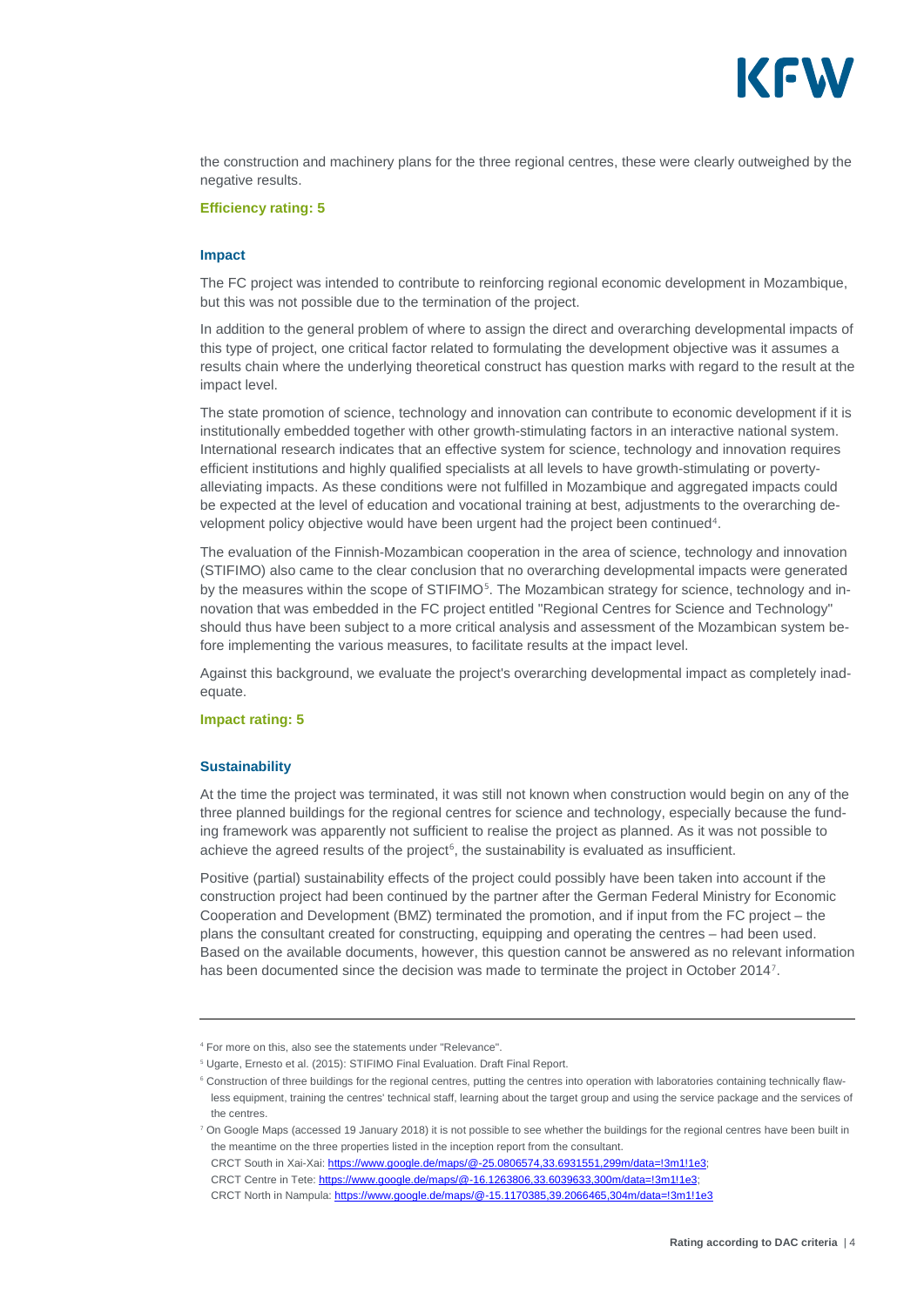the construction and machinery plans for the three regional centres, these were clearly outweighed by the negative results.

**Efficiency rating: 5**

### Impact

The FC project was intended to contribute to reinforcing regional economic development in Mozambique, but this was not possible due to the termination of the project.

In addition to the general problem of where to assign the direct and overarching developmental impacts of this type of project, one critical factor related to formulating the development objective was it assumes a results chain where the underlying theoretical construct has question marks with regard to the result at the impact level.

The state promotion of science, technology and innovation can contribute to economic development if it is institutionally embedded together with other growth-stimulating factors in an interactive national system. International research indicates that an effective system for science, technology and innovation requires efficient institutions and highly qualified specialists at all levels to have growth-stimulating or poverty-alleviating impacts. As these conditions were not fulfilled in Mozambique and aggregated impacts could be expected at the level of education and vocational training at best, adjustments to the overarching development policy objective would have been urgent had the project been continued[4].

The evaluation of the Finnish-Mozambican cooperation in the area of science, technology and innovation (STIFIMO) also came to the clear conclusion that no overarching developmental impacts were generated by the measures within the scope of STIFIMO[5]. The Mozambican strategy for science, technology and innovation that was embedded in the FC project entitled "Regional Centres for Science and Technology" should thus have been subject to a more critical analysis and assessment of the Mozambican system before implementing the various measures, to facilitate results at the impact level.

Against this background, we evaluate the project's overarching developmental impact as completely inadequate.

**Impact rating: 5**

### Sustainability

At the time the project was terminated, it was still not known when construction would begin on any of the three planned buildings for the regional centres for science and technology, especially because the funding framework was apparently not sufficient to realise the project as planned. As it was not possible to achieve the agreed results of the project[6], the sustainability is evaluated as insufficient.

Positive (partial) sustainability effects of the project could possibly have been taken into account if the construction project had been continued by the partner after the German Federal Ministry for Economic Cooperation and Development (BMZ) terminated the promotion, and if input from the FC project – the plans the consultant created for constructing, equipping and operating the centres – had been used. Based on the available documents, however, this question cannot be answered as no relevant information has been documented since the decision was made to terminate the project in October 2014[7].

---

[4] For more on this, also see the statements under "Relevance".

[5] Ugarte, Ernesto et al. (2015): STIFIMO Final Evaluation. Draft Final Report.

[6] Construction of three buildings for the regional centres, putting the centres into operation with laboratories containing technically flawless equipment, training the centres' technical staff, learning about the target group and using the service package and the services of the centres.

[7] On Google Maps (accessed 19 January 2018) it is not possible to see whether the buildings for the regional centres have been built in the meantime on the three properties listed in the inception report from the consultant.
CRCT South in Xai-Xai: https://www.google.de/maps/@-25.0806574,33.6931551,299m/data=!3m1!1e3;
CRCT Centre in Tete: https://www.google.de/maps/@-16.1263806,33.6039633,300m/data=!3m1!1e3;
CRCT North in Nampula: https://www.google.de/maps/@-15.1170385,39.2066465,304m/data=!3m1!1e3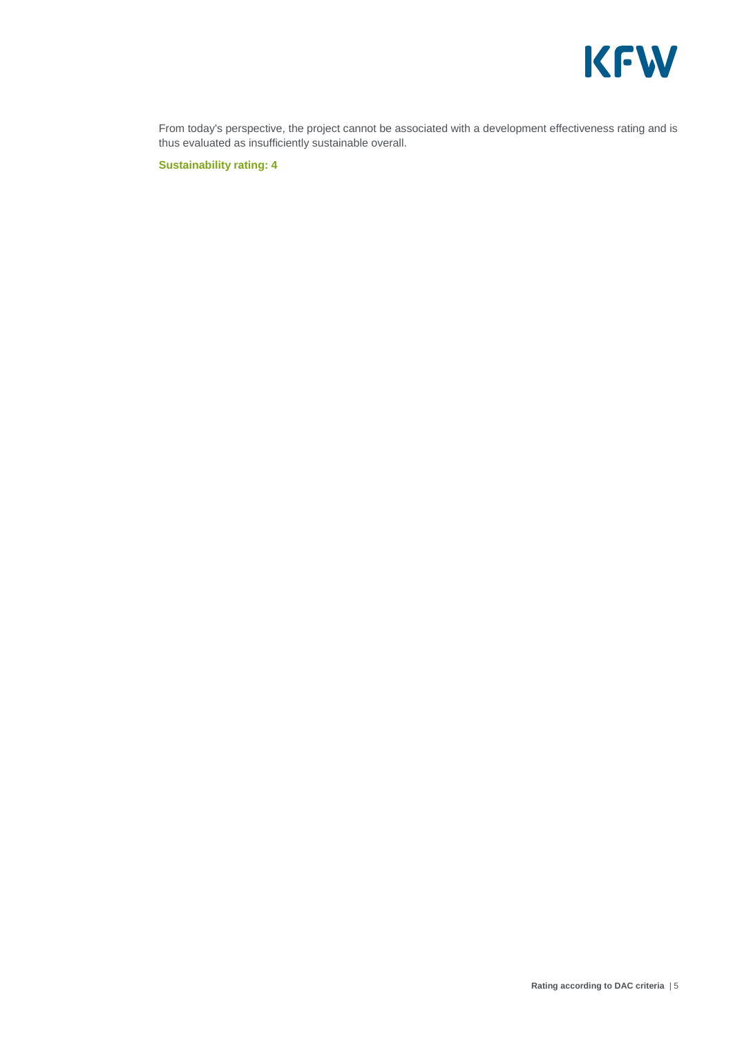From today's perspective, the project cannot be associated with a development effectiveness rating and is thus evaluated as insufficiently sustainable overall.

**Sustainability rating: 4**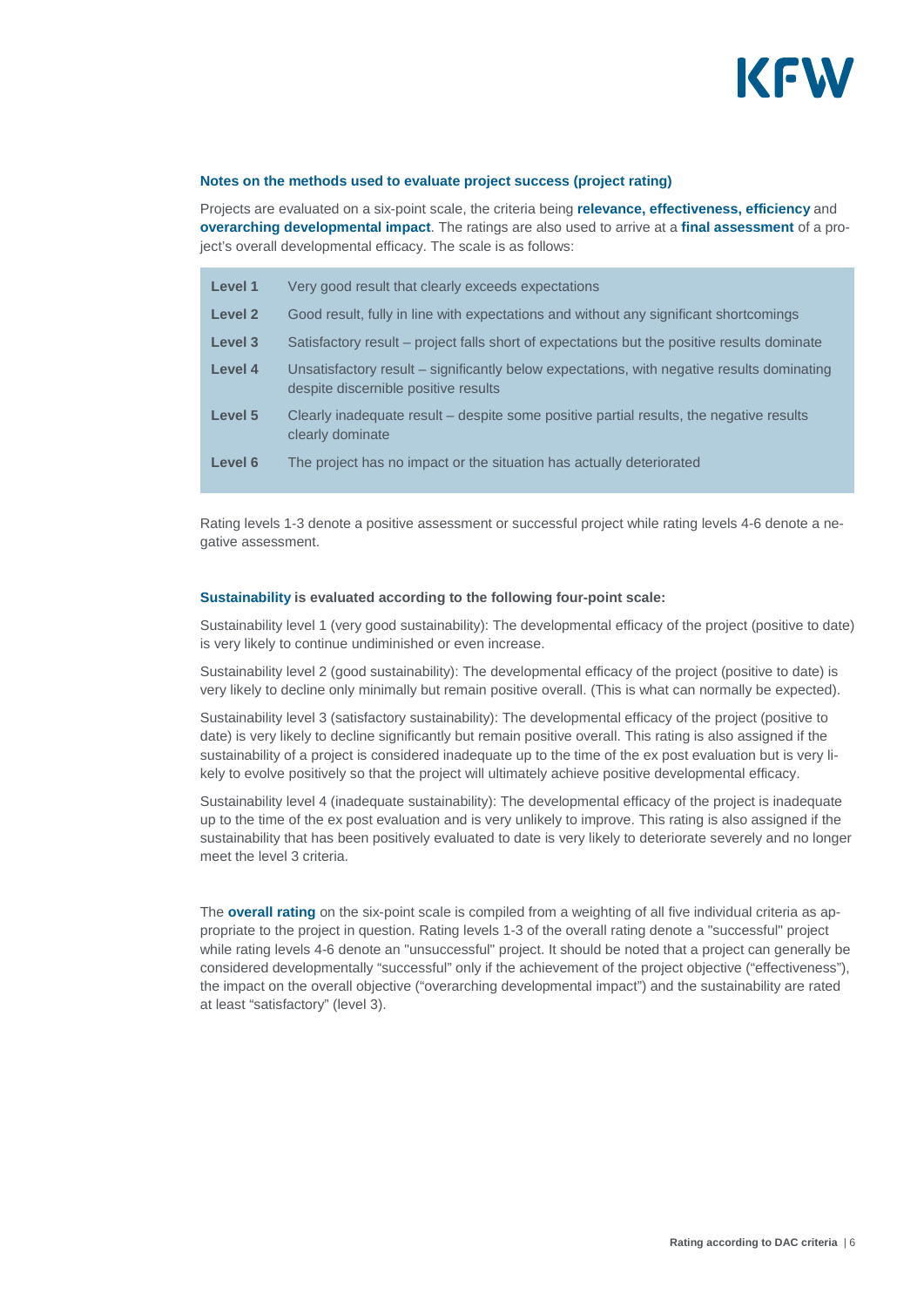### Notes on the methods used to evaluate project success (project rating)

Projects are evaluated on a six-point scale, the criteria being **relevance, effectiveness, efficiency** and **overarching developmental impact**. The ratings are also used to arrive at a **final assessment** of a project's overall developmental efficacy. The scale is as follows:

| | |
|---|---|
| **Level 1** | Very good result that clearly exceeds expectations |
| **Level 2** | Good result, fully in line with expectations and without any significant shortcomings |
| **Level 3** | Satisfactory result – project falls short of expectations but the positive results dominate |
| **Level 4** | Unsatisfactory result – significantly below expectations, with negative results dominating despite discernible positive results |
| **Level 5** | Clearly inadequate result – despite some positive partial results, the negative results clearly dominate |
| **Level 6** | The project has no impact or the situation has actually deteriorated |

Rating levels 1-3 denote a positive assessment or successful project while rating levels 4-6 denote a negative assessment.

**Sustainability is evaluated according to the following four-point scale:**

Sustainability level 1 (very good sustainability): The developmental efficacy of the project (positive to date) is very likely to continue undiminished or even increase.

Sustainability level 2 (good sustainability): The developmental efficacy of the project (positive to date) is very likely to decline only minimally but remain positive overall. (This is what can normally be expected).

Sustainability level 3 (satisfactory sustainability): The developmental efficacy of the project (positive to date) is very likely to decline significantly but remain positive overall. This rating is also assigned if the sustainability of a project is considered inadequate up to the time of the ex post evaluation but is very likely to evolve positively so that the project will ultimately achieve positive developmental efficacy.

Sustainability level 4 (inadequate sustainability): The developmental efficacy of the project is inadequate up to the time of the ex post evaluation and is very unlikely to improve. This rating is also assigned if the sustainability that has been positively evaluated to date is very likely to deteriorate severely and no longer meet the level 3 criteria.

The **overall rating** on the six-point scale is compiled from a weighting of all five individual criteria as appropriate to the project in question. Rating levels 1-3 of the overall rating denote a "successful" project while rating levels 4-6 denote an "unsuccessful" project. It should be noted that a project can generally be considered developmentally "successful" only if the achievement of the project objective ("effectiveness"), the impact on the overall objective ("overarching developmental impact") and the sustainability are rated at least "satisfactory" (level 3).